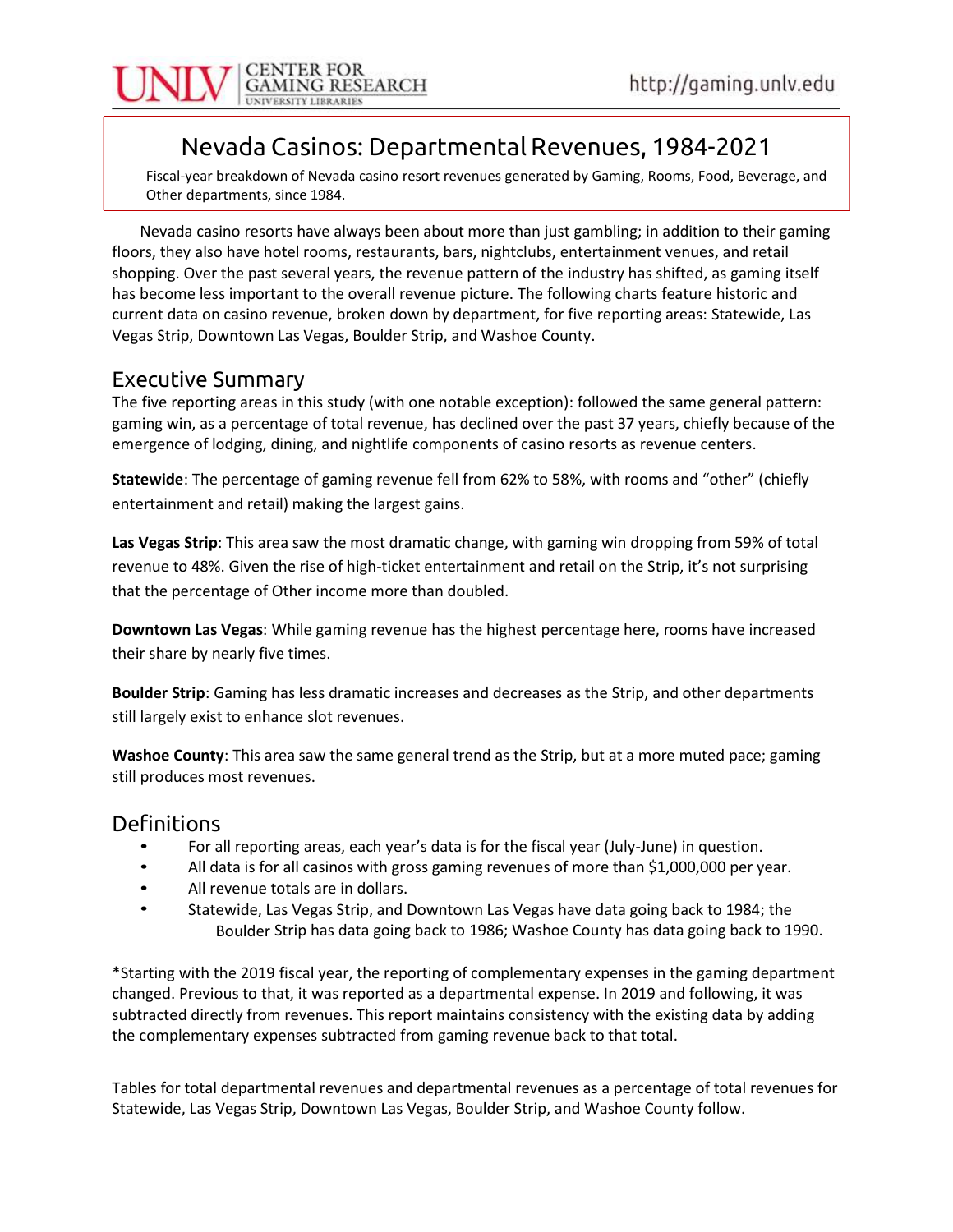# Nevada Casinos: Departmental Revenues, 1984-2021

Fiscal-year breakdown of Nevada casino resort revenues generated by Gaming, Rooms, Food, Beverage, and Other departments, since 1984.

Nevada casino resorts have always been about more than just gambling; in addition to their gaming floors, they also have hotel rooms, restaurants, bars, nightclubs, entertainment venues, and retail shopping. Over the past several years, the revenue pattern of the industry has shifted, as gaming itself has become less important to the overall revenue picture. The following charts feature historic and current data on casino revenue, broken down by department, for five reporting areas: Statewide, Las Vegas Strip, Downtown Las Vegas, Boulder Strip, and Washoe County.

## Executive Summary

The five reporting areas in this study (with one notable exception): followed the same general pattern: gaming win, as a percentage of total revenue, has declined over the past 37 years, chiefly because of the emergence of lodging, dining, and nightlife components of casino resorts as revenue centers.

**Statewide**: The percentage of gaming revenue fell from 62% to 58%, with rooms and "other" (chiefly entertainment and retail) making the largest gains.

**Las Vegas Strip**: This area saw the most dramatic change, with gaming win dropping from 59% of total revenue to 48%. Given the rise of high-ticket entertainment and retail on the Strip, it's not surprising that the percentage of Other income more than doubled.

**Downtown Las Vegas**: While gaming revenue has the highest percentage here, rooms have increased their share by nearly five times.

**Boulder Strip**: Gaming has less dramatic increases and decreases as the Strip, and other departments still largely exist to enhance slot revenues.

**Washoe County**: This area saw the same general trend as the Strip, but at a more muted pace; gaming still produces most revenues.

## Definitions

- For all reporting areas, each year's data is for the fiscal year (July-June) in question.
- All data is for all casinos with gross gaming revenues of more than $1,000,000 per year.
- All revenue totals are in dollars.
- Statewide, Las Vegas Strip, and Downtown Las Vegas have data going back to 1984; the Boulder Strip has data going back to 1986; Washoe County has data going back to 1990.

*Starting with the 2019 fiscal year, the reporting of complementary expenses in the gaming department changed. Previous to that, it was reported as a departmental expense. In 2019 and following, it was subtracted directly from revenues. This report maintains consistency with the existing data by adding the complementary expenses subtracted from gaming revenue back to that total.

Tables for total departmental revenues and departmental revenues as a percentage of total revenues for Statewide, Las Vegas Strip, Downtown Las Vegas, Boulder Strip, and Washoe County follow.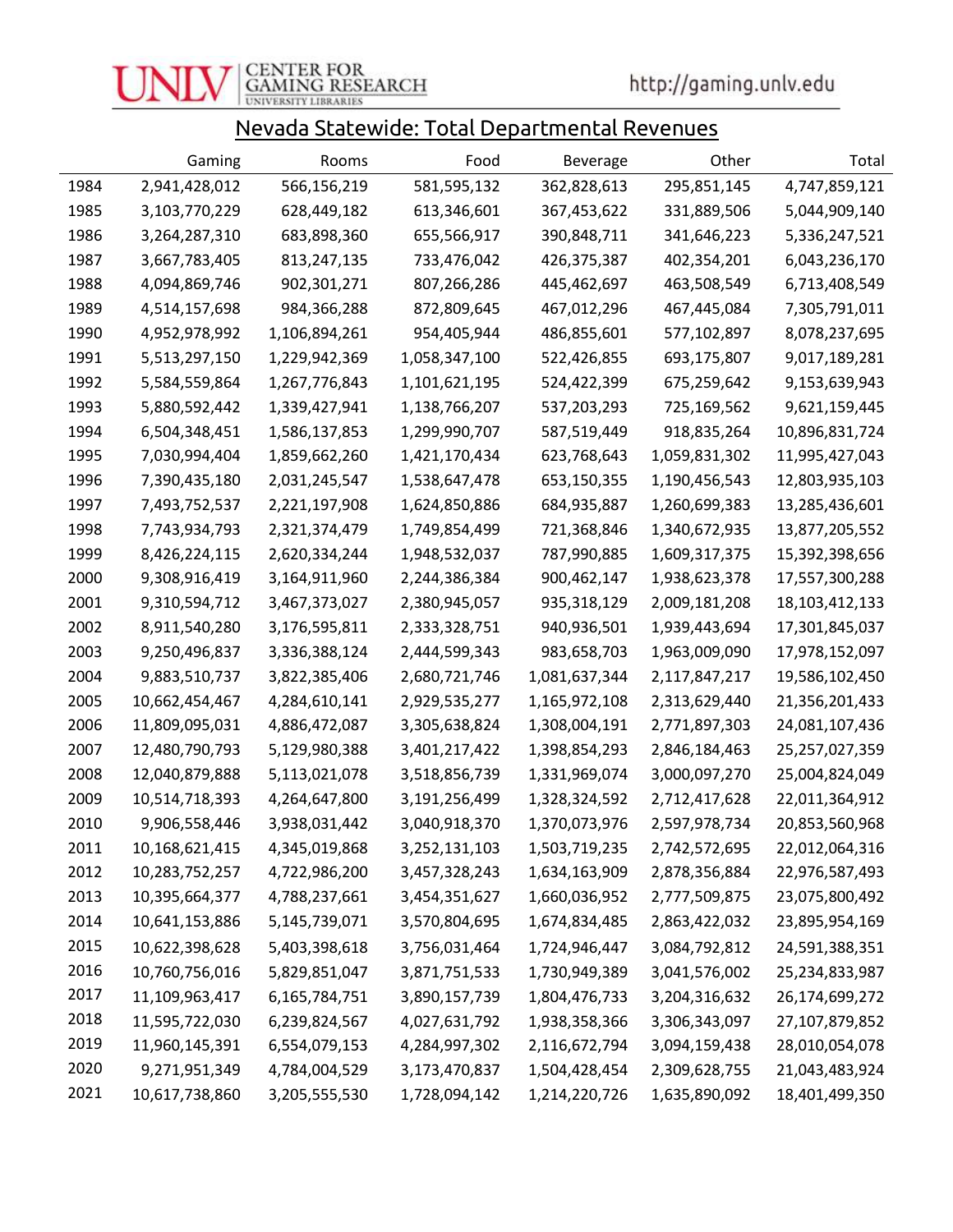# Nevada Statewide: Total Departmental Revenues

| | Gaming | Rooms | Food | Beverage | Other | Total |
|---|---|---|---|---|---|---|
| 1984 | 2,941,428,012 | 566,156,219 | 581,595,132 | 362,828,613 | 295,851,145 | 4,747,859,121 |
| 1985 | 3,103,770,229 | 628,449,182 | 613,346,601 | 367,453,622 | 331,889,506 | 5,044,909,140 |
| 1986 | 3,264,287,310 | 683,898,360 | 655,566,917 | 390,848,711 | 341,646,223 | 5,336,247,521 |
| 1987 | 3,667,783,405 | 813,247,135 | 733,476,042 | 426,375,387 | 402,354,201 | 6,043,236,170 |
| 1988 | 4,094,869,746 | 902,301,271 | 807,266,286 | 445,462,697 | 463,508,549 | 6,713,408,549 |
| 1989 | 4,514,157,698 | 984,366,288 | 872,809,645 | 467,012,296 | 467,445,084 | 7,305,791,011 |
| 1990 | 4,952,978,992 | 1,106,894,261 | 954,405,944 | 486,855,601 | 577,102,897 | 8,078,237,695 |
| 1991 | 5,513,297,150 | 1,229,942,369 | 1,058,347,100 | 522,426,855 | 693,175,807 | 9,017,189,281 |
| 1992 | 5,584,559,864 | 1,267,776,843 | 1,101,621,195 | 524,422,399 | 675,259,642 | 9,153,639,943 |
| 1993 | 5,880,592,442 | 1,339,427,941 | 1,138,766,207 | 537,203,293 | 725,169,562 | 9,621,159,445 |
| 1994 | 6,504,348,451 | 1,586,137,853 | 1,299,990,707 | 587,519,449 | 918,835,264 | 10,896,831,724 |
| 1995 | 7,030,994,404 | 1,859,662,260 | 1,421,170,434 | 623,768,643 | 1,059,831,302 | 11,995,427,043 |
| 1996 | 7,390,435,180 | 2,031,245,547 | 1,538,647,478 | 653,150,355 | 1,190,456,543 | 12,803,935,103 |
| 1997 | 7,493,752,537 | 2,221,197,908 | 1,624,850,886 | 684,935,887 | 1,260,699,383 | 13,285,436,601 |
| 1998 | 7,743,934,793 | 2,321,374,479 | 1,749,854,499 | 721,368,846 | 1,340,672,935 | 13,877,205,552 |
| 1999 | 8,426,224,115 | 2,620,334,244 | 1,948,532,037 | 787,990,885 | 1,609,317,375 | 15,392,398,656 |
| 2000 | 9,308,916,419 | 3,164,911,960 | 2,244,386,384 | 900,462,147 | 1,938,623,378 | 17,557,300,288 |
| 2001 | 9,310,594,712 | 3,467,373,027 | 2,380,945,057 | 935,318,129 | 2,009,181,208 | 18,103,412,133 |
| 2002 | 8,911,540,280 | 3,176,595,811 | 2,333,328,751 | 940,936,501 | 1,939,443,694 | 17,301,845,037 |
| 2003 | 9,250,496,837 | 3,336,388,124 | 2,444,599,343 | 983,658,703 | 1,963,009,090 | 17,978,152,097 |
| 2004 | 9,883,510,737 | 3,822,385,406 | 2,680,721,746 | 1,081,637,344 | 2,117,847,217 | 19,586,102,450 |
| 2005 | 10,662,454,467 | 4,284,610,141 | 2,929,535,277 | 1,165,972,108 | 2,313,629,440 | 21,356,201,433 |
| 2006 | 11,809,095,031 | 4,886,472,087 | 3,305,638,824 | 1,308,004,191 | 2,771,897,303 | 24,081,107,436 |
| 2007 | 12,480,790,793 | 5,129,980,388 | 3,401,217,422 | 1,398,854,293 | 2,846,184,463 | 25,257,027,359 |
| 2008 | 12,040,879,888 | 5,113,021,078 | 3,518,856,739 | 1,331,969,074 | 3,000,097,270 | 25,004,824,049 |
| 2009 | 10,514,718,393 | 4,264,647,800 | 3,191,256,499 | 1,328,324,592 | 2,712,417,628 | 22,011,364,912 |
| 2010 | 9,906,558,446 | 3,938,031,442 | 3,040,918,370 | 1,370,073,976 | 2,597,978,734 | 20,853,560,968 |
| 2011 | 10,168,621,415 | 4,345,019,868 | 3,252,131,103 | 1,503,719,235 | 2,742,572,695 | 22,012,064,316 |
| 2012 | 10,283,752,257 | 4,722,986,200 | 3,457,328,243 | 1,634,163,909 | 2,878,356,884 | 22,976,587,493 |
| 2013 | 10,395,664,377 | 4,788,237,661 | 3,454,351,627 | 1,660,036,952 | 2,777,509,875 | 23,075,800,492 |
| 2014 | 10,641,153,886 | 5,145,739,071 | 3,570,804,695 | 1,674,834,485 | 2,863,422,032 | 23,895,954,169 |
| 2015 | 10,622,398,628 | 5,403,398,618 | 3,756,031,464 | 1,724,946,447 | 3,084,792,812 | 24,591,388,351 |
| 2016 | 10,760,756,016 | 5,829,851,047 | 3,871,751,533 | 1,730,949,389 | 3,041,576,002 | 25,234,833,987 |
| 2017 | 11,109,963,417 | 6,165,784,751 | 3,890,157,739 | 1,804,476,733 | 3,204,316,632 | 26,174,699,272 |
| 2018 | 11,595,722,030 | 6,239,824,567 | 4,027,631,792 | 1,938,358,366 | 3,306,343,097 | 27,107,879,852 |
| 2019 | 11,960,145,391 | 6,554,079,153 | 4,284,997,302 | 2,116,672,794 | 3,094,159,438 | 28,010,054,078 |
| 2020 | 9,271,951,349 | 4,784,004,529 | 3,173,470,837 | 1,504,428,454 | 2,309,628,755 | 21,043,483,924 |
| 2021 | 10,617,738,860 | 3,205,555,530 | 1,728,094,142 | 1,214,220,726 | 1,635,890,092 | 18,401,499,350 |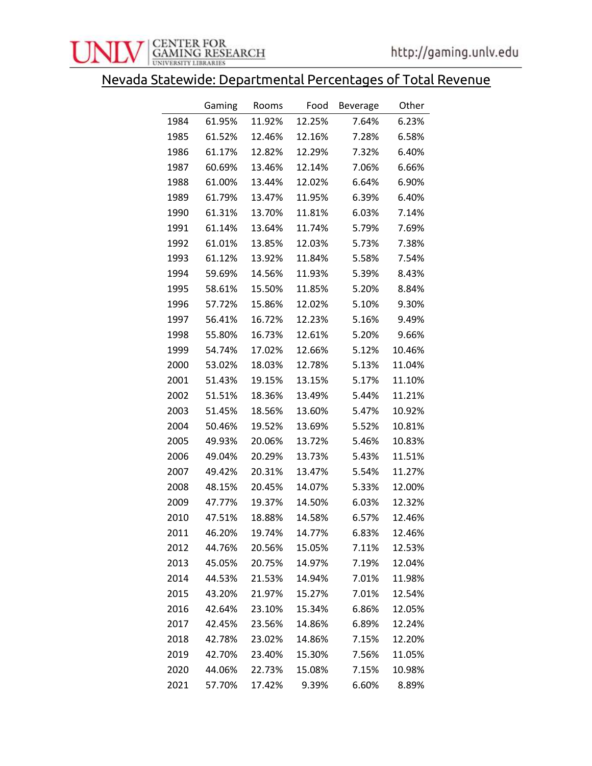## Nevada Statewide: Departmental Percentages of Total Revenue

| | Gaming | Rooms | Food | Beverage | Other |
|---|---|---|---|---|---|
| 1984 | 61.95% | 11.92% | 12.25% | 7.64% | 6.23% |
| 1985 | 61.52% | 12.46% | 12.16% | 7.28% | 6.58% |
| 1986 | 61.17% | 12.82% | 12.29% | 7.32% | 6.40% |
| 1987 | 60.69% | 13.46% | 12.14% | 7.06% | 6.66% |
| 1988 | 61.00% | 13.44% | 12.02% | 6.64% | 6.90% |
| 1989 | 61.79% | 13.47% | 11.95% | 6.39% | 6.40% |
| 1990 | 61.31% | 13.70% | 11.81% | 6.03% | 7.14% |
| 1991 | 61.14% | 13.64% | 11.74% | 5.79% | 7.69% |
| 1992 | 61.01% | 13.85% | 12.03% | 5.73% | 7.38% |
| 1993 | 61.12% | 13.92% | 11.84% | 5.58% | 7.54% |
| 1994 | 59.69% | 14.56% | 11.93% | 5.39% | 8.43% |
| 1995 | 58.61% | 15.50% | 11.85% | 5.20% | 8.84% |
| 1996 | 57.72% | 15.86% | 12.02% | 5.10% | 9.30% |
| 1997 | 56.41% | 16.72% | 12.23% | 5.16% | 9.49% |
| 1998 | 55.80% | 16.73% | 12.61% | 5.20% | 9.66% |
| 1999 | 54.74% | 17.02% | 12.66% | 5.12% | 10.46% |
| 2000 | 53.02% | 18.03% | 12.78% | 5.13% | 11.04% |
| 2001 | 51.43% | 19.15% | 13.15% | 5.17% | 11.10% |
| 2002 | 51.51% | 18.36% | 13.49% | 5.44% | 11.21% |
| 2003 | 51.45% | 18.56% | 13.60% | 5.47% | 10.92% |
| 2004 | 50.46% | 19.52% | 13.69% | 5.52% | 10.81% |
| 2005 | 49.93% | 20.06% | 13.72% | 5.46% | 10.83% |
| 2006 | 49.04% | 20.29% | 13.73% | 5.43% | 11.51% |
| 2007 | 49.42% | 20.31% | 13.47% | 5.54% | 11.27% |
| 2008 | 48.15% | 20.45% | 14.07% | 5.33% | 12.00% |
| 2009 | 47.77% | 19.37% | 14.50% | 6.03% | 12.32% |
| 2010 | 47.51% | 18.88% | 14.58% | 6.57% | 12.46% |
| 2011 | 46.20% | 19.74% | 14.77% | 6.83% | 12.46% |
| 2012 | 44.76% | 20.56% | 15.05% | 7.11% | 12.53% |
| 2013 | 45.05% | 20.75% | 14.97% | 7.19% | 12.04% |
| 2014 | 44.53% | 21.53% | 14.94% | 7.01% | 11.98% |
| 2015 | 43.20% | 21.97% | 15.27% | 7.01% | 12.54% |
| 2016 | 42.64% | 23.10% | 15.34% | 6.86% | 12.05% |
| 2017 | 42.45% | 23.56% | 14.86% | 6.89% | 12.24% |
| 2018 | 42.78% | 23.02% | 14.86% | 7.15% | 12.20% |
| 2019 | 42.70% | 23.40% | 15.30% | 7.56% | 11.05% |
| 2020 | 44.06% | 22.73% | 15.08% | 7.15% | 10.98% |
| 2021 | 57.70% | 17.42% | 9.39% | 6.60% | 8.89% |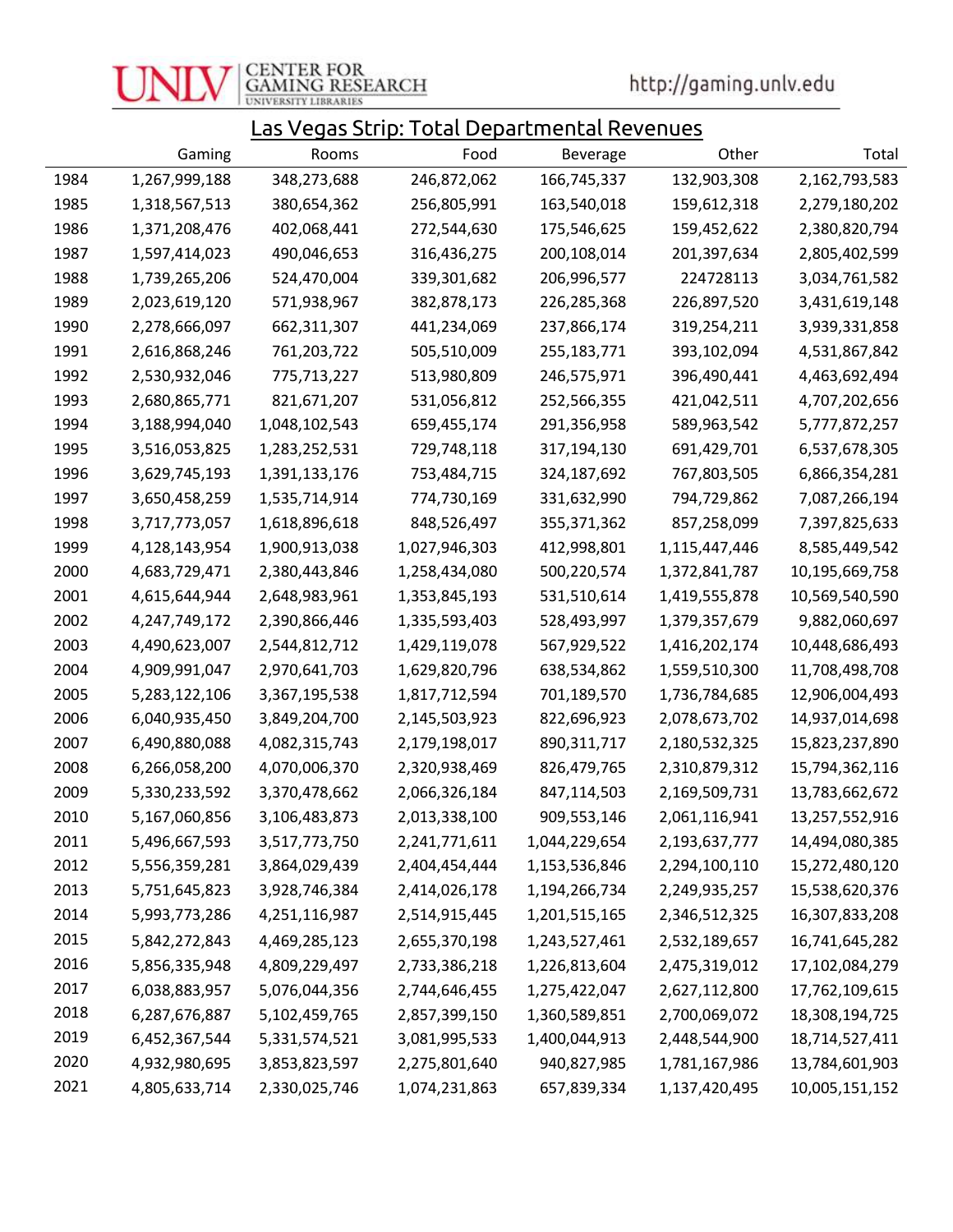## Las Vegas Strip: Total Departmental Revenues

| | Gaming | Rooms | Food | Beverage | Other | Total |
|---|---|---|---|---|---|---|
| 1984 | 1,267,999,188 | 348,273,688 | 246,872,062 | 166,745,337 | 132,903,308 | 2,162,793,583 |
| 1985 | 1,318,567,513 | 380,654,362 | 256,805,991 | 163,540,018 | 159,612,318 | 2,279,180,202 |
| 1986 | 1,371,208,476 | 402,068,441 | 272,544,630 | 175,546,625 | 159,452,622 | 2,380,820,794 |
| 1987 | 1,597,414,023 | 490,046,653 | 316,436,275 | 200,108,014 | 201,397,634 | 2,805,402,599 |
| 1988 | 1,739,265,206 | 524,470,004 | 339,301,682 | 206,996,577 | 224728113 | 3,034,761,582 |
| 1989 | 2,023,619,120 | 571,938,967 | 382,878,173 | 226,285,368 | 226,897,520 | 3,431,619,148 |
| 1990 | 2,278,666,097 | 662,311,307 | 441,234,069 | 237,866,174 | 319,254,211 | 3,939,331,858 |
| 1991 | 2,616,868,246 | 761,203,722 | 505,510,009 | 255,183,771 | 393,102,094 | 4,531,867,842 |
| 1992 | 2,530,932,046 | 775,713,227 | 513,980,809 | 246,575,971 | 396,490,441 | 4,463,692,494 |
| 1993 | 2,680,865,771 | 821,671,207 | 531,056,812 | 252,566,355 | 421,042,511 | 4,707,202,656 |
| 1994 | 3,188,994,040 | 1,048,102,543 | 659,455,174 | 291,356,958 | 589,963,542 | 5,777,872,257 |
| 1995 | 3,516,053,825 | 1,283,252,531 | 729,748,118 | 317,194,130 | 691,429,701 | 6,537,678,305 |
| 1996 | 3,629,745,193 | 1,391,133,176 | 753,484,715 | 324,187,692 | 767,803,505 | 6,866,354,281 |
| 1997 | 3,650,458,259 | 1,535,714,914 | 774,730,169 | 331,632,990 | 794,729,862 | 7,087,266,194 |
| 1998 | 3,717,773,057 | 1,618,896,618 | 848,526,497 | 355,371,362 | 857,258,099 | 7,397,825,633 |
| 1999 | 4,128,143,954 | 1,900,913,038 | 1,027,946,303 | 412,998,801 | 1,115,447,446 | 8,585,449,542 |
| 2000 | 4,683,729,471 | 2,380,443,846 | 1,258,434,080 | 500,220,574 | 1,372,841,787 | 10,195,669,758 |
| 2001 | 4,615,644,944 | 2,648,983,961 | 1,353,845,193 | 531,510,614 | 1,419,555,878 | 10,569,540,590 |
| 2002 | 4,247,749,172 | 2,390,866,446 | 1,335,593,403 | 528,493,997 | 1,379,357,679 | 9,882,060,697 |
| 2003 | 4,490,623,007 | 2,544,812,712 | 1,429,119,078 | 567,929,522 | 1,416,202,174 | 10,448,686,493 |
| 2004 | 4,909,991,047 | 2,970,641,703 | 1,629,820,796 | 638,534,862 | 1,559,510,300 | 11,708,498,708 |
| 2005 | 5,283,122,106 | 3,367,195,538 | 1,817,712,594 | 701,189,570 | 1,736,784,685 | 12,906,004,493 |
| 2006 | 6,040,935,450 | 3,849,204,700 | 2,145,503,923 | 822,696,923 | 2,078,673,702 | 14,937,014,698 |
| 2007 | 6,490,880,088 | 4,082,315,743 | 2,179,198,017 | 890,311,717 | 2,180,532,325 | 15,823,237,890 |
| 2008 | 6,266,058,200 | 4,070,006,370 | 2,320,938,469 | 826,479,765 | 2,310,879,312 | 15,794,362,116 |
| 2009 | 5,330,233,592 | 3,370,478,662 | 2,066,326,184 | 847,114,503 | 2,169,509,731 | 13,783,662,672 |
| 2010 | 5,167,060,856 | 3,106,483,873 | 2,013,338,100 | 909,553,146 | 2,061,116,941 | 13,257,552,916 |
| 2011 | 5,496,667,593 | 3,517,773,750 | 2,241,771,611 | 1,044,229,654 | 2,193,637,777 | 14,494,080,385 |
| 2012 | 5,556,359,281 | 3,864,029,439 | 2,404,454,444 | 1,153,536,846 | 2,294,100,110 | 15,272,480,120 |
| 2013 | 5,751,645,823 | 3,928,746,384 | 2,414,026,178 | 1,194,266,734 | 2,249,935,257 | 15,538,620,376 |
| 2014 | 5,993,773,286 | 4,251,116,987 | 2,514,915,445 | 1,201,515,165 | 2,346,512,325 | 16,307,833,208 |
| 2015 | 5,842,272,843 | 4,469,285,123 | 2,655,370,198 | 1,243,527,461 | 2,532,189,657 | 16,741,645,282 |
| 2016 | 5,856,335,948 | 4,809,229,497 | 2,733,386,218 | 1,226,813,604 | 2,475,319,012 | 17,102,084,279 |
| 2017 | 6,038,883,957 | 5,076,044,356 | 2,744,646,455 | 1,275,422,047 | 2,627,112,800 | 17,762,109,615 |
| 2018 | 6,287,676,887 | 5,102,459,765 | 2,857,399,150 | 1,360,589,851 | 2,700,069,072 | 18,308,194,725 |
| 2019 | 6,452,367,544 | 5,331,574,521 | 3,081,995,533 | 1,400,044,913 | 2,448,544,900 | 18,714,527,411 |
| 2020 | 4,932,980,695 | 3,853,823,597 | 2,275,801,640 | 940,827,985 | 1,781,167,986 | 13,784,601,903 |
| 2021 | 4,805,633,714 | 2,330,025,746 | 1,074,231,863 | 657,839,334 | 1,137,420,495 | 10,005,151,152 |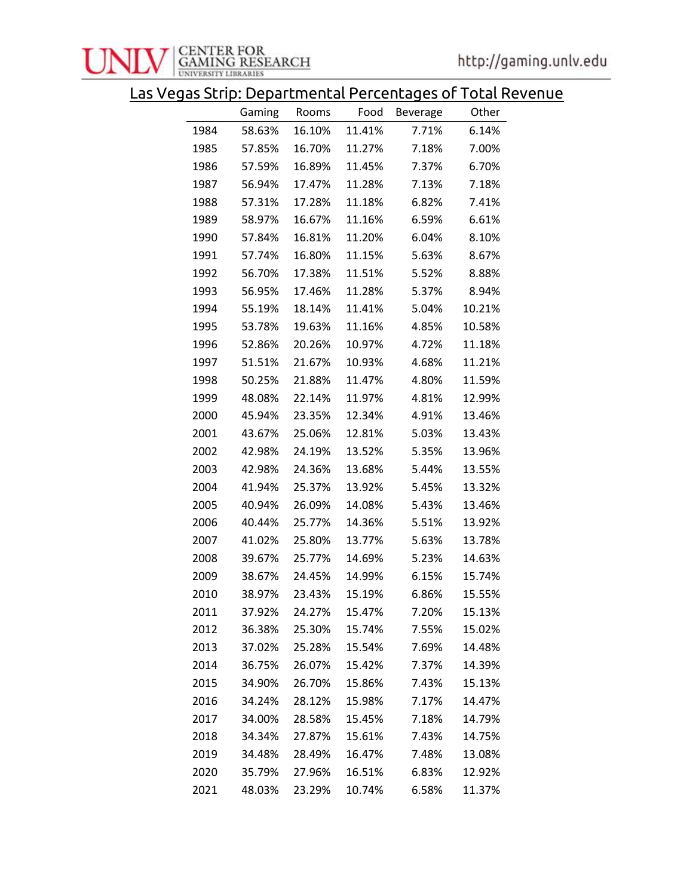## Las Vegas Strip: Departmental Percentages of Total Revenue

| | Gaming | Rooms | Food | Beverage | Other |
|---|---|---|---|---|---|
| 1984 | 58.63% | 16.10% | 11.41% | 7.71% | 6.14% |
| 1985 | 57.85% | 16.70% | 11.27% | 7.18% | 7.00% |
| 1986 | 57.59% | 16.89% | 11.45% | 7.37% | 6.70% |
| 1987 | 56.94% | 17.47% | 11.28% | 7.13% | 7.18% |
| 1988 | 57.31% | 17.28% | 11.18% | 6.82% | 7.41% |
| 1989 | 58.97% | 16.67% | 11.16% | 6.59% | 6.61% |
| 1990 | 57.84% | 16.81% | 11.20% | 6.04% | 8.10% |
| 1991 | 57.74% | 16.80% | 11.15% | 5.63% | 8.67% |
| 1992 | 56.70% | 17.38% | 11.51% | 5.52% | 8.88% |
| 1993 | 56.95% | 17.46% | 11.28% | 5.37% | 8.94% |
| 1994 | 55.19% | 18.14% | 11.41% | 5.04% | 10.21% |
| 1995 | 53.78% | 19.63% | 11.16% | 4.85% | 10.58% |
| 1996 | 52.86% | 20.26% | 10.97% | 4.72% | 11.18% |
| 1997 | 51.51% | 21.67% | 10.93% | 4.68% | 11.21% |
| 1998 | 50.25% | 21.88% | 11.47% | 4.80% | 11.59% |
| 1999 | 48.08% | 22.14% | 11.97% | 4.81% | 12.99% |
| 2000 | 45.94% | 23.35% | 12.34% | 4.91% | 13.46% |
| 2001 | 43.67% | 25.06% | 12.81% | 5.03% | 13.43% |
| 2002 | 42.98% | 24.19% | 13.52% | 5.35% | 13.96% |
| 2003 | 42.98% | 24.36% | 13.68% | 5.44% | 13.55% |
| 2004 | 41.94% | 25.37% | 13.92% | 5.45% | 13.32% |
| 2005 | 40.94% | 26.09% | 14.08% | 5.43% | 13.46% |
| 2006 | 40.44% | 25.77% | 14.36% | 5.51% | 13.92% |
| 2007 | 41.02% | 25.80% | 13.77% | 5.63% | 13.78% |
| 2008 | 39.67% | 25.77% | 14.69% | 5.23% | 14.63% |
| 2009 | 38.67% | 24.45% | 14.99% | 6.15% | 15.74% |
| 2010 | 38.97% | 23.43% | 15.19% | 6.86% | 15.55% |
| 2011 | 37.92% | 24.27% | 15.47% | 7.20% | 15.13% |
| 2012 | 36.38% | 25.30% | 15.74% | 7.55% | 15.02% |
| 2013 | 37.02% | 25.28% | 15.54% | 7.69% | 14.48% |
| 2014 | 36.75% | 26.07% | 15.42% | 7.37% | 14.39% |
| 2015 | 34.90% | 26.70% | 15.86% | 7.43% | 15.13% |
| 2016 | 34.24% | 28.12% | 15.98% | 7.17% | 14.47% |
| 2017 | 34.00% | 28.58% | 15.45% | 7.18% | 14.79% |
| 2018 | 34.34% | 27.87% | 15.61% | 7.43% | 14.75% |
| 2019 | 34.48% | 28.49% | 16.47% | 7.48% | 13.08% |
| 2020 | 35.79% | 27.96% | 16.51% | 6.83% | 12.92% |
| 2021 | 48.03% | 23.29% | 10.74% | 6.58% | 11.37% |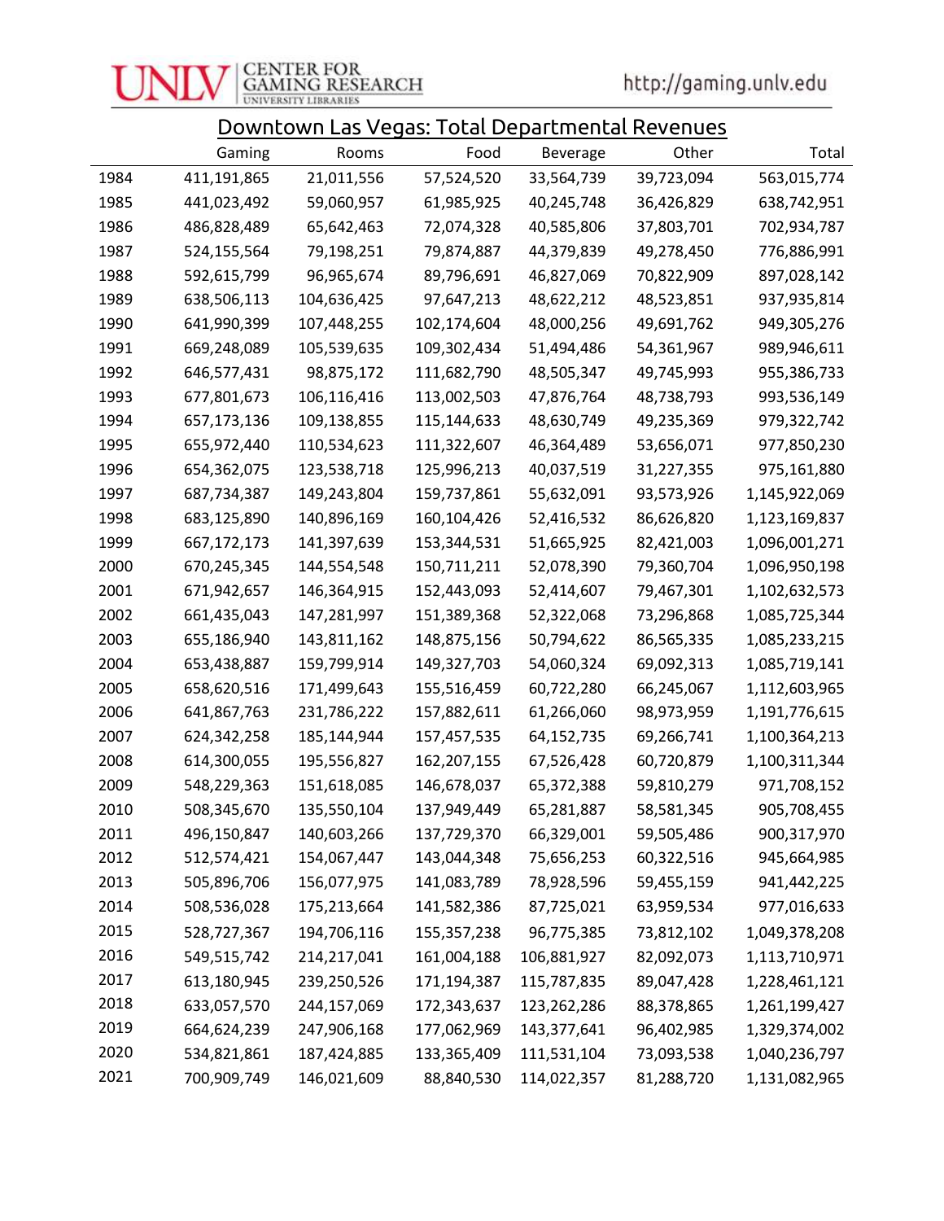## Downtown Las Vegas: Total Departmental Revenues

| | Gaming | Rooms | Food | Beverage | Other | Total |
|---|---|---|---|---|---|---|
| 1984 | 411,191,865 | 21,011,556 | 57,524,520 | 33,564,739 | 39,723,094 | 563,015,774 |
| 1985 | 441,023,492 | 59,060,957 | 61,985,925 | 40,245,748 | 36,426,829 | 638,742,951 |
| 1986 | 486,828,489 | 65,642,463 | 72,074,328 | 40,585,806 | 37,803,701 | 702,934,787 |
| 1987 | 524,155,564 | 79,198,251 | 79,874,887 | 44,379,839 | 49,278,450 | 776,886,991 |
| 1988 | 592,615,799 | 96,965,674 | 89,796,691 | 46,827,069 | 70,822,909 | 897,028,142 |
| 1989 | 638,506,113 | 104,636,425 | 97,647,213 | 48,622,212 | 48,523,851 | 937,935,814 |
| 1990 | 641,990,399 | 107,448,255 | 102,174,604 | 48,000,256 | 49,691,762 | 949,305,276 |
| 1991 | 669,248,089 | 105,539,635 | 109,302,434 | 51,494,486 | 54,361,967 | 989,946,611 |
| 1992 | 646,577,431 | 98,875,172 | 111,682,790 | 48,505,347 | 49,745,993 | 955,386,733 |
| 1993 | 677,801,673 | 106,116,416 | 113,002,503 | 47,876,764 | 48,738,793 | 993,536,149 |
| 1994 | 657,173,136 | 109,138,855 | 115,144,633 | 48,630,749 | 49,235,369 | 979,322,742 |
| 1995 | 655,972,440 | 110,534,623 | 111,322,607 | 46,364,489 | 53,656,071 | 977,850,230 |
| 1996 | 654,362,075 | 123,538,718 | 125,996,213 | 40,037,519 | 31,227,355 | 975,161,880 |
| 1997 | 687,734,387 | 149,243,804 | 159,737,861 | 55,632,091 | 93,573,926 | 1,145,922,069 |
| 1998 | 683,125,890 | 140,896,169 | 160,104,426 | 52,416,532 | 86,626,820 | 1,123,169,837 |
| 1999 | 667,172,173 | 141,397,639 | 153,344,531 | 51,665,925 | 82,421,003 | 1,096,001,271 |
| 2000 | 670,245,345 | 144,554,548 | 150,711,211 | 52,078,390 | 79,360,704 | 1,096,950,198 |
| 2001 | 671,942,657 | 146,364,915 | 152,443,093 | 52,414,607 | 79,467,301 | 1,102,632,573 |
| 2002 | 661,435,043 | 147,281,997 | 151,389,368 | 52,322,068 | 73,296,868 | 1,085,725,344 |
| 2003 | 655,186,940 | 143,811,162 | 148,875,156 | 50,794,622 | 86,565,335 | 1,085,233,215 |
| 2004 | 653,438,887 | 159,799,914 | 149,327,703 | 54,060,324 | 69,092,313 | 1,085,719,141 |
| 2005 | 658,620,516 | 171,499,643 | 155,516,459 | 60,722,280 | 66,245,067 | 1,112,603,965 |
| 2006 | 641,867,763 | 231,786,222 | 157,882,611 | 61,266,060 | 98,973,959 | 1,191,776,615 |
| 2007 | 624,342,258 | 185,144,944 | 157,457,535 | 64,152,735 | 69,266,741 | 1,100,364,213 |
| 2008 | 614,300,055 | 195,556,827 | 162,207,155 | 67,526,428 | 60,720,879 | 1,100,311,344 |
| 2009 | 548,229,363 | 151,618,085 | 146,678,037 | 65,372,388 | 59,810,279 | 971,708,152 |
| 2010 | 508,345,670 | 135,550,104 | 137,949,449 | 65,281,887 | 58,581,345 | 905,708,455 |
| 2011 | 496,150,847 | 140,603,266 | 137,729,370 | 66,329,001 | 59,505,486 | 900,317,970 |
| 2012 | 512,574,421 | 154,067,447 | 143,044,348 | 75,656,253 | 60,322,516 | 945,664,985 |
| 2013 | 505,896,706 | 156,077,975 | 141,083,789 | 78,928,596 | 59,455,159 | 941,442,225 |
| 2014 | 508,536,028 | 175,213,664 | 141,582,386 | 87,725,021 | 63,959,534 | 977,016,633 |
| 2015 | 528,727,367 | 194,706,116 | 155,357,238 | 96,775,385 | 73,812,102 | 1,049,378,208 |
| 2016 | 549,515,742 | 214,217,041 | 161,004,188 | 106,881,927 | 82,092,073 | 1,113,710,971 |
| 2017 | 613,180,945 | 239,250,526 | 171,194,387 | 115,787,835 | 89,047,428 | 1,228,461,121 |
| 2018 | 633,057,570 | 244,157,069 | 172,343,637 | 123,262,286 | 88,378,865 | 1,261,199,427 |
| 2019 | 664,624,239 | 247,906,168 | 177,062,969 | 143,377,641 | 96,402,985 | 1,329,374,002 |
| 2020 | 534,821,861 | 187,424,885 | 133,365,409 | 111,531,104 | 73,093,538 | 1,040,236,797 |
| 2021 | 700,909,749 | 146,021,609 | 88,840,530 | 114,022,357 | 81,288,720 | 1,131,082,965 |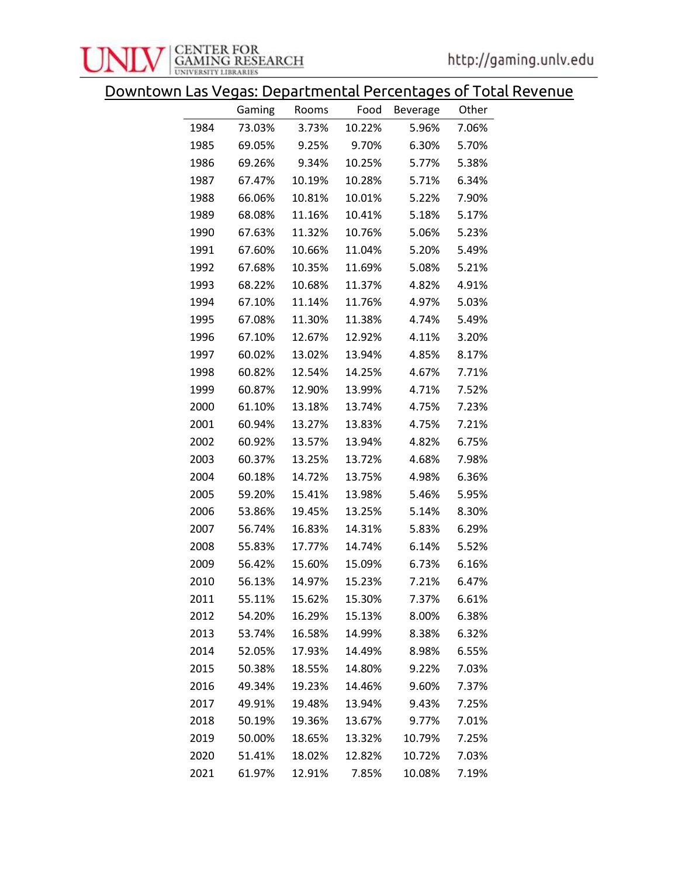## Downtown Las Vegas: Departmental Percentages of Total Revenue

| | Gaming | Rooms | Food | Beverage | Other |
|---|---|---|---|---|---|
| 1984 | 73.03% | 3.73% | 10.22% | 5.96% | 7.06% |
| 1985 | 69.05% | 9.25% | 9.70% | 6.30% | 5.70% |
| 1986 | 69.26% | 9.34% | 10.25% | 5.77% | 5.38% |
| 1987 | 67.47% | 10.19% | 10.28% | 5.71% | 6.34% |
| 1988 | 66.06% | 10.81% | 10.01% | 5.22% | 7.90% |
| 1989 | 68.08% | 11.16% | 10.41% | 5.18% | 5.17% |
| 1990 | 67.63% | 11.32% | 10.76% | 5.06% | 5.23% |
| 1991 | 67.60% | 10.66% | 11.04% | 5.20% | 5.49% |
| 1992 | 67.68% | 10.35% | 11.69% | 5.08% | 5.21% |
| 1993 | 68.22% | 10.68% | 11.37% | 4.82% | 4.91% |
| 1994 | 67.10% | 11.14% | 11.76% | 4.97% | 5.03% |
| 1995 | 67.08% | 11.30% | 11.38% | 4.74% | 5.49% |
| 1996 | 67.10% | 12.67% | 12.92% | 4.11% | 3.20% |
| 1997 | 60.02% | 13.02% | 13.94% | 4.85% | 8.17% |
| 1998 | 60.82% | 12.54% | 14.25% | 4.67% | 7.71% |
| 1999 | 60.87% | 12.90% | 13.99% | 4.71% | 7.52% |
| 2000 | 61.10% | 13.18% | 13.74% | 4.75% | 7.23% |
| 2001 | 60.94% | 13.27% | 13.83% | 4.75% | 7.21% |
| 2002 | 60.92% | 13.57% | 13.94% | 4.82% | 6.75% |
| 2003 | 60.37% | 13.25% | 13.72% | 4.68% | 7.98% |
| 2004 | 60.18% | 14.72% | 13.75% | 4.98% | 6.36% |
| 2005 | 59.20% | 15.41% | 13.98% | 5.46% | 5.95% |
| 2006 | 53.86% | 19.45% | 13.25% | 5.14% | 8.30% |
| 2007 | 56.74% | 16.83% | 14.31% | 5.83% | 6.29% |
| 2008 | 55.83% | 17.77% | 14.74% | 6.14% | 5.52% |
| 2009 | 56.42% | 15.60% | 15.09% | 6.73% | 6.16% |
| 2010 | 56.13% | 14.97% | 15.23% | 7.21% | 6.47% |
| 2011 | 55.11% | 15.62% | 15.30% | 7.37% | 6.61% |
| 2012 | 54.20% | 16.29% | 15.13% | 8.00% | 6.38% |
| 2013 | 53.74% | 16.58% | 14.99% | 8.38% | 6.32% |
| 2014 | 52.05% | 17.93% | 14.49% | 8.98% | 6.55% |
| 2015 | 50.38% | 18.55% | 14.80% | 9.22% | 7.03% |
| 2016 | 49.34% | 19.23% | 14.46% | 9.60% | 7.37% |
| 2017 | 49.91% | 19.48% | 13.94% | 9.43% | 7.25% |
| 2018 | 50.19% | 19.36% | 13.67% | 9.77% | 7.01% |
| 2019 | 50.00% | 18.65% | 13.32% | 10.79% | 7.25% |
| 2020 | 51.41% | 18.02% | 12.82% | 10.72% | 7.03% |
| 2021 | 61.97% | 12.91% | 7.85% | 10.08% | 7.19% |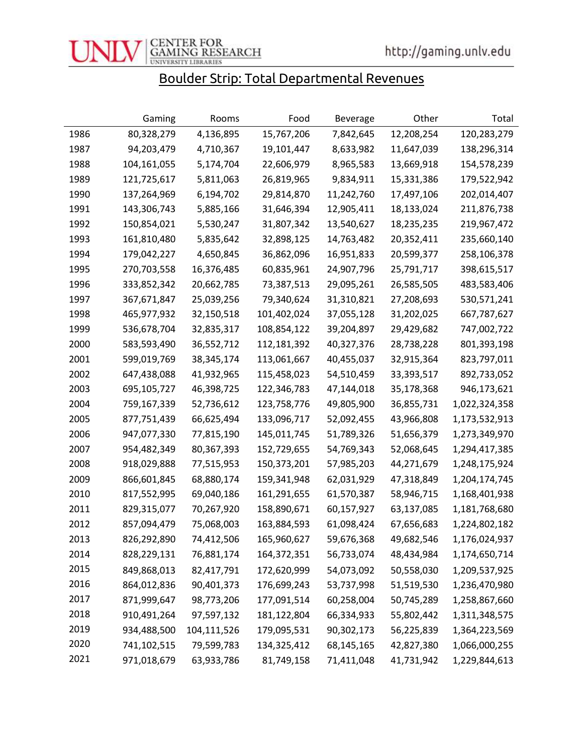# Boulder Strip: Total Departmental Revenues

| | Gaming | Rooms | Food | Beverage | Other | Total |
|---|---|---|---|---|---|---|
| 1986 | 80,328,279 | 4,136,895 | 15,767,206 | 7,842,645 | 12,208,254 | 120,283,279 |
| 1987 | 94,203,479 | 4,710,367 | 19,101,447 | 8,633,982 | 11,647,039 | 138,296,314 |
| 1988 | 104,161,055 | 5,174,704 | 22,606,979 | 8,965,583 | 13,669,918 | 154,578,239 |
| 1989 | 121,725,617 | 5,811,063 | 26,819,965 | 9,834,911 | 15,331,386 | 179,522,942 |
| 1990 | 137,264,969 | 6,194,702 | 29,814,870 | 11,242,760 | 17,497,106 | 202,014,407 |
| 1991 | 143,306,743 | 5,885,166 | 31,646,394 | 12,905,411 | 18,133,024 | 211,876,738 |
| 1992 | 150,854,021 | 5,530,247 | 31,807,342 | 13,540,627 | 18,235,235 | 219,967,472 |
| 1993 | 161,810,480 | 5,835,642 | 32,898,125 | 14,763,482 | 20,352,411 | 235,660,140 |
| 1994 | 179,042,227 | 4,650,845 | 36,862,096 | 16,951,833 | 20,599,377 | 258,106,378 |
| 1995 | 270,703,558 | 16,376,485 | 60,835,961 | 24,907,796 | 25,791,717 | 398,615,517 |
| 1996 | 333,852,342 | 20,662,785 | 73,387,513 | 29,095,261 | 26,585,505 | 483,583,406 |
| 1997 | 367,671,847 | 25,039,256 | 79,340,624 | 31,310,821 | 27,208,693 | 530,571,241 |
| 1998 | 465,977,932 | 32,150,518 | 101,402,024 | 37,055,128 | 31,202,025 | 667,787,627 |
| 1999 | 536,678,704 | 32,835,317 | 108,854,122 | 39,204,897 | 29,429,682 | 747,002,722 |
| 2000 | 583,593,490 | 36,552,712 | 112,181,392 | 40,327,376 | 28,738,228 | 801,393,198 |
| 2001 | 599,019,769 | 38,345,174 | 113,061,667 | 40,455,037 | 32,915,364 | 823,797,011 |
| 2002 | 647,438,088 | 41,932,965 | 115,458,023 | 54,510,459 | 33,393,517 | 892,733,052 |
| 2003 | 695,105,727 | 46,398,725 | 122,346,783 | 47,144,018 | 35,178,368 | 946,173,621 |
| 2004 | 759,167,339 | 52,736,612 | 123,758,776 | 49,805,900 | 36,855,731 | 1,022,324,358 |
| 2005 | 877,751,439 | 66,625,494 | 133,096,717 | 52,092,455 | 43,966,808 | 1,173,532,913 |
| 2006 | 947,077,330 | 77,815,190 | 145,011,745 | 51,789,326 | 51,656,379 | 1,273,349,970 |
| 2007 | 954,482,349 | 80,367,393 | 152,729,655 | 54,769,343 | 52,068,645 | 1,294,417,385 |
| 2008 | 918,029,888 | 77,515,953 | 150,373,201 | 57,985,203 | 44,271,679 | 1,248,175,924 |
| 2009 | 866,601,845 | 68,880,174 | 159,341,948 | 62,031,929 | 47,318,849 | 1,204,174,745 |
| 2010 | 817,552,995 | 69,040,186 | 161,291,655 | 61,570,387 | 58,946,715 | 1,168,401,938 |
| 2011 | 829,315,077 | 70,267,920 | 158,890,671 | 60,157,927 | 63,137,085 | 1,181,768,680 |
| 2012 | 857,094,479 | 75,068,003 | 163,884,593 | 61,098,424 | 67,656,683 | 1,224,802,182 |
| 2013 | 826,292,890 | 74,412,506 | 165,960,627 | 59,676,368 | 49,682,546 | 1,176,024,937 |
| 2014 | 828,229,131 | 76,881,174 | 164,372,351 | 56,733,074 | 48,434,984 | 1,174,650,714 |
| 2015 | 849,868,013 | 82,417,791 | 172,620,999 | 54,073,092 | 50,558,030 | 1,209,537,925 |
| 2016 | 864,012,836 | 90,401,373 | 176,699,243 | 53,737,998 | 51,519,530 | 1,236,470,980 |
| 2017 | 871,999,647 | 98,773,206 | 177,091,514 | 60,258,004 | 50,745,289 | 1,258,867,660 |
| 2018 | 910,491,264 | 97,597,132 | 181,122,804 | 66,334,933 | 55,802,442 | 1,311,348,575 |
| 2019 | 934,488,500 | 104,111,526 | 179,095,531 | 90,302,173 | 56,225,839 | 1,364,223,569 |
| 2020 | 741,102,515 | 79,599,783 | 134,325,412 | 68,145,165 | 42,827,380 | 1,066,000,255 |
| 2021 | 971,018,679 | 63,933,786 | 81,749,158 | 71,411,048 | 41,731,942 | 1,229,844,613 |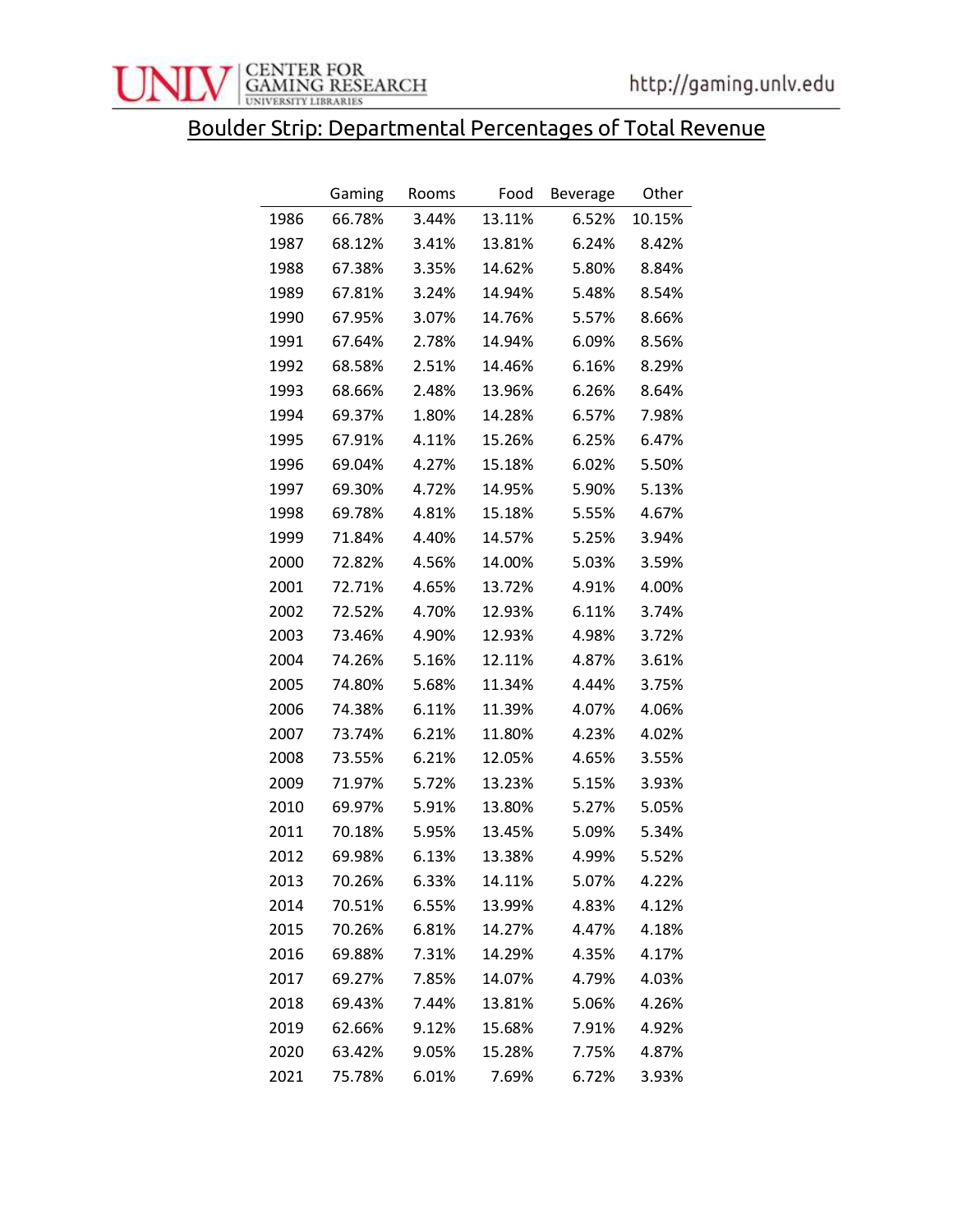## Boulder Strip: Departmental Percentages of Total Revenue

| | Gaming | Rooms | Food | Beverage | Other |
|---|---|---|---|---|---|
| 1986 | 66.78% | 3.44% | 13.11% | 6.52% | 10.15% |
| 1987 | 68.12% | 3.41% | 13.81% | 6.24% | 8.42% |
| 1988 | 67.38% | 3.35% | 14.62% | 5.80% | 8.84% |
| 1989 | 67.81% | 3.24% | 14.94% | 5.48% | 8.54% |
| 1990 | 67.95% | 3.07% | 14.76% | 5.57% | 8.66% |
| 1991 | 67.64% | 2.78% | 14.94% | 6.09% | 8.56% |
| 1992 | 68.58% | 2.51% | 14.46% | 6.16% | 8.29% |
| 1993 | 68.66% | 2.48% | 13.96% | 6.26% | 8.64% |
| 1994 | 69.37% | 1.80% | 14.28% | 6.57% | 7.98% |
| 1995 | 67.91% | 4.11% | 15.26% | 6.25% | 6.47% |
| 1996 | 69.04% | 4.27% | 15.18% | 6.02% | 5.50% |
| 1997 | 69.30% | 4.72% | 14.95% | 5.90% | 5.13% |
| 1998 | 69.78% | 4.81% | 15.18% | 5.55% | 4.67% |
| 1999 | 71.84% | 4.40% | 14.57% | 5.25% | 3.94% |
| 2000 | 72.82% | 4.56% | 14.00% | 5.03% | 3.59% |
| 2001 | 72.71% | 4.65% | 13.72% | 4.91% | 4.00% |
| 2002 | 72.52% | 4.70% | 12.93% | 6.11% | 3.74% |
| 2003 | 73.46% | 4.90% | 12.93% | 4.98% | 3.72% |
| 2004 | 74.26% | 5.16% | 12.11% | 4.87% | 3.61% |
| 2005 | 74.80% | 5.68% | 11.34% | 4.44% | 3.75% |
| 2006 | 74.38% | 6.11% | 11.39% | 4.07% | 4.06% |
| 2007 | 73.74% | 6.21% | 11.80% | 4.23% | 4.02% |
| 2008 | 73.55% | 6.21% | 12.05% | 4.65% | 3.55% |
| 2009 | 71.97% | 5.72% | 13.23% | 5.15% | 3.93% |
| 2010 | 69.97% | 5.91% | 13.80% | 5.27% | 5.05% |
| 2011 | 70.18% | 5.95% | 13.45% | 5.09% | 5.34% |
| 2012 | 69.98% | 6.13% | 13.38% | 4.99% | 5.52% |
| 2013 | 70.26% | 6.33% | 14.11% | 5.07% | 4.22% |
| 2014 | 70.51% | 6.55% | 13.99% | 4.83% | 4.12% |
| 2015 | 70.26% | 6.81% | 14.27% | 4.47% | 4.18% |
| 2016 | 69.88% | 7.31% | 14.29% | 4.35% | 4.17% |
| 2017 | 69.27% | 7.85% | 14.07% | 4.79% | 4.03% |
| 2018 | 69.43% | 7.44% | 13.81% | 5.06% | 4.26% |
| 2019 | 62.66% | 9.12% | 15.68% | 7.91% | 4.92% |
| 2020 | 63.42% | 9.05% | 15.28% | 7.75% | 4.87% |
| 2021 | 75.78% | 6.01% | 7.69% | 6.72% | 3.93% |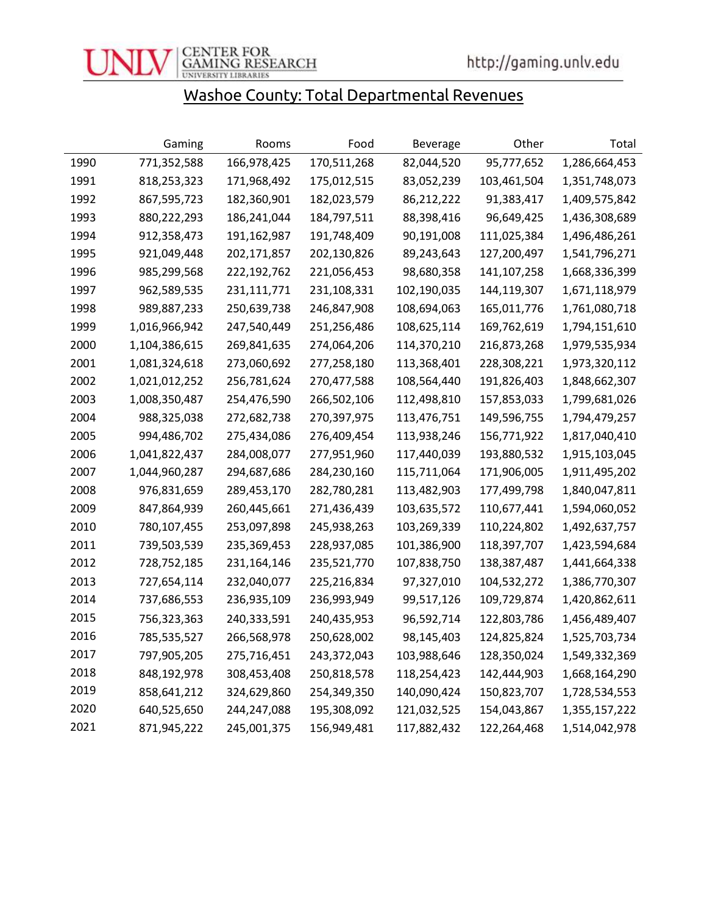## Washoe County: Total Departmental Revenues

| | Gaming | Rooms | Food | Beverage | Other | Total |
|---|---|---|---|---|---|---|
| 1990 | 771,352,588 | 166,978,425 | 170,511,268 | 82,044,520 | 95,777,652 | 1,286,664,453 |
| 1991 | 818,253,323 | 171,968,492 | 175,012,515 | 83,052,239 | 103,461,504 | 1,351,748,073 |
| 1992 | 867,595,723 | 182,360,901 | 182,023,579 | 86,212,222 | 91,383,417 | 1,409,575,842 |
| 1993 | 880,222,293 | 186,241,044 | 184,797,511 | 88,398,416 | 96,649,425 | 1,436,308,689 |
| 1994 | 912,358,473 | 191,162,987 | 191,748,409 | 90,191,008 | 111,025,384 | 1,496,486,261 |
| 1995 | 921,049,448 | 202,171,857 | 202,130,826 | 89,243,643 | 127,200,497 | 1,541,796,271 |
| 1996 | 985,299,568 | 222,192,762 | 221,056,453 | 98,680,358 | 141,107,258 | 1,668,336,399 |
| 1997 | 962,589,535 | 231,111,771 | 231,108,331 | 102,190,035 | 144,119,307 | 1,671,118,979 |
| 1998 | 989,887,233 | 250,639,738 | 246,847,908 | 108,694,063 | 165,011,776 | 1,761,080,718 |
| 1999 | 1,016,966,942 | 247,540,449 | 251,256,486 | 108,625,114 | 169,762,619 | 1,794,151,610 |
| 2000 | 1,104,386,615 | 269,841,635 | 274,064,206 | 114,370,210 | 216,873,268 | 1,979,535,934 |
| 2001 | 1,081,324,618 | 273,060,692 | 277,258,180 | 113,368,401 | 228,308,221 | 1,973,320,112 |
| 2002 | 1,021,012,252 | 256,781,624 | 270,477,588 | 108,564,440 | 191,826,403 | 1,848,662,307 |
| 2003 | 1,008,350,487 | 254,476,590 | 266,502,106 | 112,498,810 | 157,853,033 | 1,799,681,026 |
| 2004 | 988,325,038 | 272,682,738 | 270,397,975 | 113,476,751 | 149,596,755 | 1,794,479,257 |
| 2005 | 994,486,702 | 275,434,086 | 276,409,454 | 113,938,246 | 156,771,922 | 1,817,040,410 |
| 2006 | 1,041,822,437 | 284,008,077 | 277,951,960 | 117,440,039 | 193,880,532 | 1,915,103,045 |
| 2007 | 1,044,960,287 | 294,687,686 | 284,230,160 | 115,711,064 | 171,906,005 | 1,911,495,202 |
| 2008 | 976,831,659 | 289,453,170 | 282,780,281 | 113,482,903 | 177,499,798 | 1,840,047,811 |
| 2009 | 847,864,939 | 260,445,661 | 271,436,439 | 103,635,572 | 110,677,441 | 1,594,060,052 |
| 2010 | 780,107,455 | 253,097,898 | 245,938,263 | 103,269,339 | 110,224,802 | 1,492,637,757 |
| 2011 | 739,503,539 | 235,369,453 | 228,937,085 | 101,386,900 | 118,397,707 | 1,423,594,684 |
| 2012 | 728,752,185 | 231,164,146 | 235,521,770 | 107,838,750 | 138,387,487 | 1,441,664,338 |
| 2013 | 727,654,114 | 232,040,077 | 225,216,834 | 97,327,010 | 104,532,272 | 1,386,770,307 |
| 2014 | 737,686,553 | 236,935,109 | 236,993,949 | 99,517,126 | 109,729,874 | 1,420,862,611 |
| 2015 | 756,323,363 | 240,333,591 | 240,435,953 | 96,592,714 | 122,803,786 | 1,456,489,407 |
| 2016 | 785,535,527 | 266,568,978 | 250,628,002 | 98,145,403 | 124,825,824 | 1,525,703,734 |
| 2017 | 797,905,205 | 275,716,451 | 243,372,043 | 103,988,646 | 128,350,024 | 1,549,332,369 |
| 2018 | 848,192,978 | 308,453,408 | 250,818,578 | 118,254,423 | 142,444,903 | 1,668,164,290 |
| 2019 | 858,641,212 | 324,629,860 | 254,349,350 | 140,090,424 | 150,823,707 | 1,728,534,553 |
| 2020 | 640,525,650 | 244,247,088 | 195,308,092 | 121,032,525 | 154,043,867 | 1,355,157,222 |
| 2021 | 871,945,222 | 245,001,375 | 156,949,481 | 117,882,432 | 122,264,468 | 1,514,042,978 |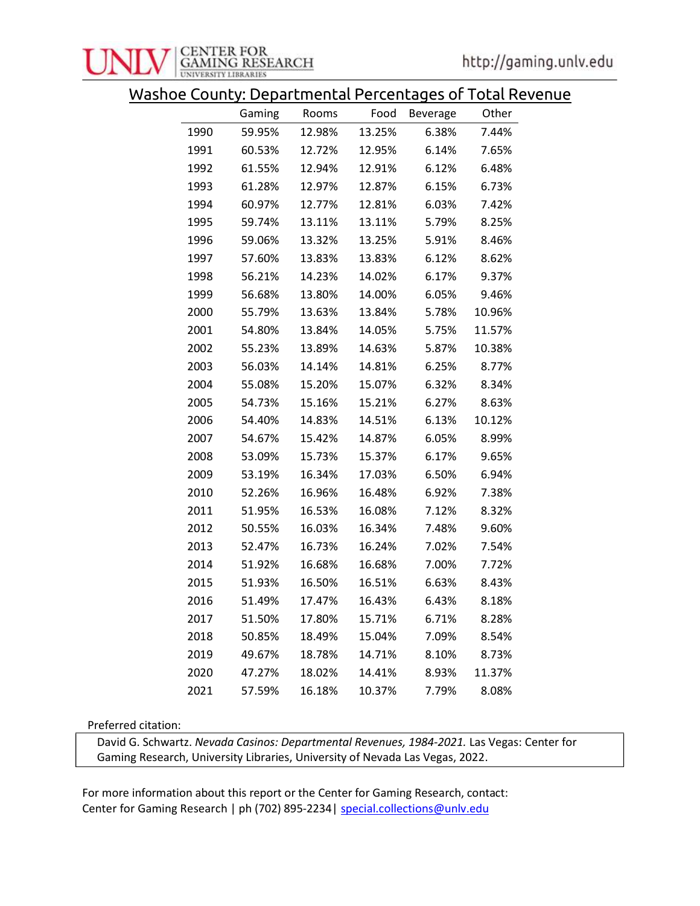## Washoe County: Departmental Percentages of Total Revenue

| | Gaming | Rooms | Food | Beverage | Other |
|---|---|---|---|---|---|
| 1990 | 59.95% | 12.98% | 13.25% | 6.38% | 7.44% |
| 1991 | 60.53% | 12.72% | 12.95% | 6.14% | 7.65% |
| 1992 | 61.55% | 12.94% | 12.91% | 6.12% | 6.48% |
| 1993 | 61.28% | 12.97% | 12.87% | 6.15% | 6.73% |
| 1994 | 60.97% | 12.77% | 12.81% | 6.03% | 7.42% |
| 1995 | 59.74% | 13.11% | 13.11% | 5.79% | 8.25% |
| 1996 | 59.06% | 13.32% | 13.25% | 5.91% | 8.46% |
| 1997 | 57.60% | 13.83% | 13.83% | 6.12% | 8.62% |
| 1998 | 56.21% | 14.23% | 14.02% | 6.17% | 9.37% |
| 1999 | 56.68% | 13.80% | 14.00% | 6.05% | 9.46% |
| 2000 | 55.79% | 13.63% | 13.84% | 5.78% | 10.96% |
| 2001 | 54.80% | 13.84% | 14.05% | 5.75% | 11.57% |
| 2002 | 55.23% | 13.89% | 14.63% | 5.87% | 10.38% |
| 2003 | 56.03% | 14.14% | 14.81% | 6.25% | 8.77% |
| 2004 | 55.08% | 15.20% | 15.07% | 6.32% | 8.34% |
| 2005 | 54.73% | 15.16% | 15.21% | 6.27% | 8.63% |
| 2006 | 54.40% | 14.83% | 14.51% | 6.13% | 10.12% |
| 2007 | 54.67% | 15.42% | 14.87% | 6.05% | 8.99% |
| 2008 | 53.09% | 15.73% | 15.37% | 6.17% | 9.65% |
| 2009 | 53.19% | 16.34% | 17.03% | 6.50% | 6.94% |
| 2010 | 52.26% | 16.96% | 16.48% | 6.92% | 7.38% |
| 2011 | 51.95% | 16.53% | 16.08% | 7.12% | 8.32% |
| 2012 | 50.55% | 16.03% | 16.34% | 7.48% | 9.60% |
| 2013 | 52.47% | 16.73% | 16.24% | 7.02% | 7.54% |
| 2014 | 51.92% | 16.68% | 16.68% | 7.00% | 7.72% |
| 2015 | 51.93% | 16.50% | 16.51% | 6.63% | 8.43% |
| 2016 | 51.49% | 17.47% | 16.43% | 6.43% | 8.18% |
| 2017 | 51.50% | 17.80% | 15.71% | 6.71% | 8.28% |
| 2018 | 50.85% | 18.49% | 15.04% | 7.09% | 8.54% |
| 2019 | 49.67% | 18.78% | 14.71% | 8.10% | 8.73% |
| 2020 | 47.27% | 18.02% | 14.41% | 8.93% | 11.37% |
| 2021 | 57.59% | 16.18% | 10.37% | 7.79% | 8.08% |

Preferred citation:

David G. Schwartz. *Nevada Casinos: Departmental Revenues, 1984-2021.* Las Vegas: Center for Gaming Research, University Libraries, University of Nevada Las Vegas, 2022.

For more information about this report or the Center for Gaming Research, contact:
Center for Gaming Research | ph (702) 895-2234| special.collections@unlv.edu